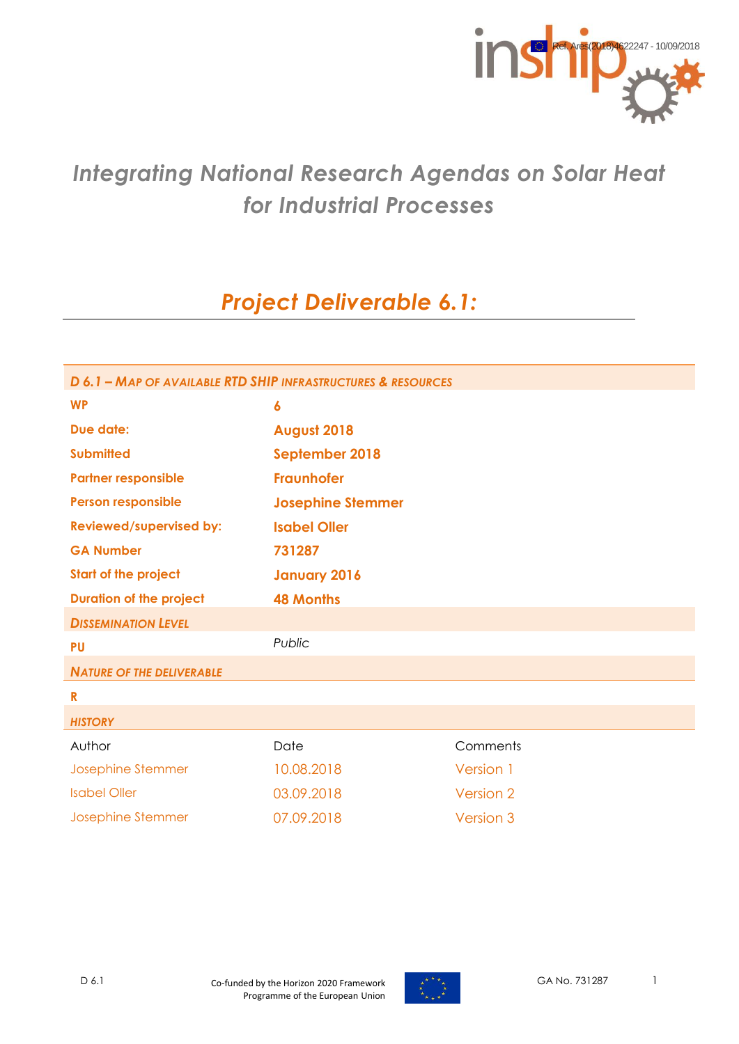Ref. Ares(2018)4622247 - 10/09/2018

# *Integrating National Research Agendas on Solar Heat for Industrial Processes*

## *Project Deliverable 6.1:*

| ***D 6.1 – Map of available RTD SHIP infrastructures & resources*** | | |
|---|---|---|
| **WP** | **6** | |
| **Due date:** | **August 2018** | |
| **Submitted** | **September 2018** | |
| **Partner responsible** | **Fraunhofer** | |
| **Person responsible** | **Josephine Stemmer** | |
| **Reviewed/supervised by:** | **Isabel Oller** | |
| **GA Number** | **731287** | |
| **Start of the project** | **January 2016** | |
| **Duration of the project** | **48 Months** | |
| ***Dissemination Level*** | | |
| **PU** | *Public* | |
| ***Nature of the deliverable*** | | |
| **R** | | |
| ***History*** | | |
| Author | Date | Comments |
| Josephine Stemmer | 10.08.2018 | Version 1 |
| Isabel Oller | 03.09.2018 | Version 2 |
| Josephine Stemmer | 07.09.2018 | Version 3 |

Co-funded by the Horizon 2020 Framework Programme of the European Union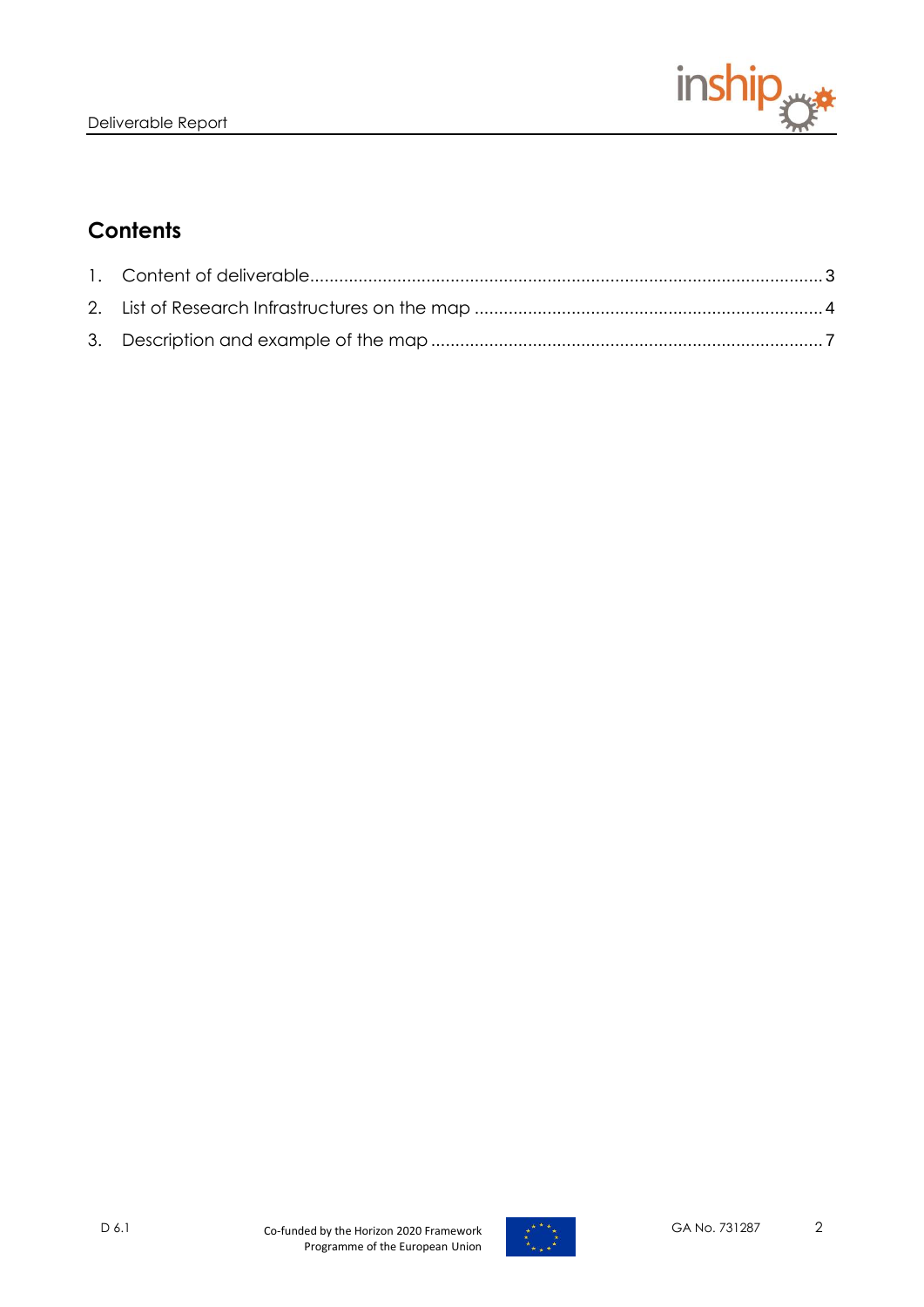## Contents

1. Content of deliverable........................................................................................................3
2. List of Research Infrastructures on the map ......................................................................4
3. Description and example of the map ................................................................................7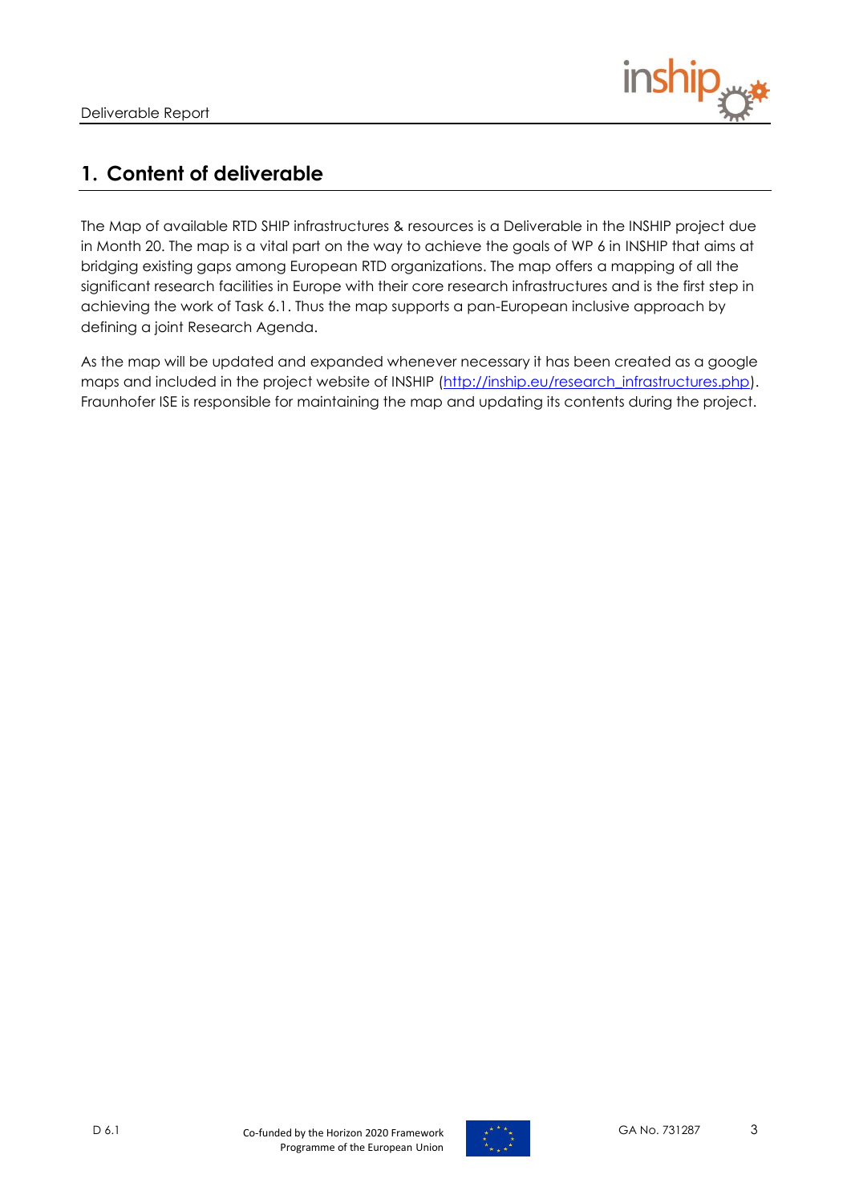# 1. Content of deliverable

The Map of available RTD SHIP infrastructures & resources is a Deliverable in the INSHIP project due in Month 20. The map is a vital part on the way to achieve the goals of WP 6 in INSHIP that aims at bridging existing gaps among European RTD organizations. The map offers a mapping of all the significant research facilities in Europe with their core research infrastructures and is the first step in achieving the work of Task 6.1. Thus the map supports a pan-European inclusive approach by defining a joint Research Agenda.

As the map will be updated and expanded whenever necessary it has been created as a google maps and included in the project website of INSHIP (http://inship.eu/research_infrastructures.php). Fraunhofer ISE is responsible for maintaining the map and updating its contents during the project.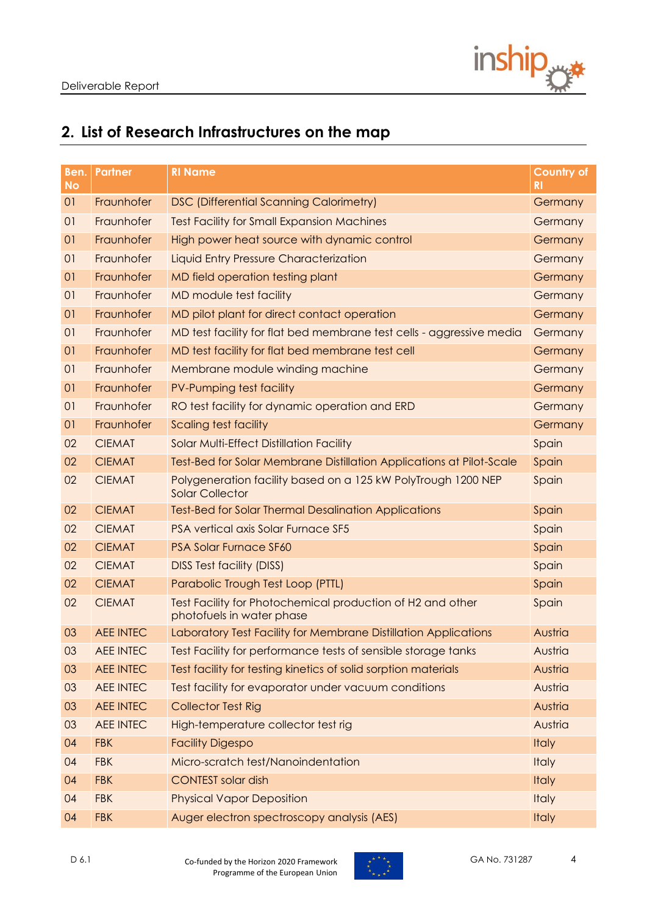## 2. List of Research Infrastructures on the map

| Ben. No | Partner | RI Name | Country of RI |
|---|---|---|---|
| 01 | Fraunhofer | DSC (Differential Scanning Calorimetry) | Germany |
| 01 | Fraunhofer | Test Facility for Small Expansion Machines | Germany |
| 01 | Fraunhofer | High power heat source with dynamic control | Germany |
| 01 | Fraunhofer | Liquid Entry Pressure Characterization | Germany |
| 01 | Fraunhofer | MD field operation testing plant | Germany |
| 01 | Fraunhofer | MD module test facility | Germany |
| 01 | Fraunhofer | MD pilot plant for direct contact operation | Germany |
| 01 | Fraunhofer | MD test facility for flat bed membrane test cells - aggressive media | Germany |
| 01 | Fraunhofer | MD test facility for flat bed membrane test cell | Germany |
| 01 | Fraunhofer | Membrane module winding machine | Germany |
| 01 | Fraunhofer | PV-Pumping test facility | Germany |
| 01 | Fraunhofer | RO test facility for dynamic operation and ERD | Germany |
| 01 | Fraunhofer | Scaling test facility | Germany |
| 02 | CIEMAT | Solar Multi-Effect Distillation Facility | Spain |
| 02 | CIEMAT | Test-Bed for Solar Membrane Distillation Applications at Pilot-Scale | Spain |
| 02 | CIEMAT | Polygeneration facility based on a 125 kW PolyTrough 1200 NEP Solar Collector | Spain |
| 02 | CIEMAT | Test-Bed for Solar Thermal Desalination Applications | Spain |
| 02 | CIEMAT | PSA vertical axis Solar Furnace SF5 | Spain |
| 02 | CIEMAT | PSA Solar Furnace SF60 | Spain |
| 02 | CIEMAT | DISS Test facility (DISS) | Spain |
| 02 | CIEMAT | Parabolic Trough Test Loop (PTTL) | Spain |
| 02 | CIEMAT | Test Facility for Photochemical production of H2 and other photofuels in water phase | Spain |
| 03 | AEE INTEC | Laboratory Test Facility for Membrane Distillation Applications | Austria |
| 03 | AEE INTEC | Test Facility for performance tests of sensible storage tanks | Austria |
| 03 | AEE INTEC | Test facility for testing kinetics of solid sorption materials | Austria |
| 03 | AEE INTEC | Test facility for evaporator under vacuum conditions | Austria |
| 03 | AEE INTEC | Collector Test Rig | Austria |
| 03 | AEE INTEC | High-temperature collector test rig | Austria |
| 04 | FBK | Facility Digespo | Italy |
| 04 | FBK | Micro-scratch test/Nanoindentation | Italy |
| 04 | FBK | CONTEST solar dish | Italy |
| 04 | FBK | Physical Vapor Deposition | Italy |
| 04 | FBK | Auger electron spectroscopy analysis (AES) | Italy |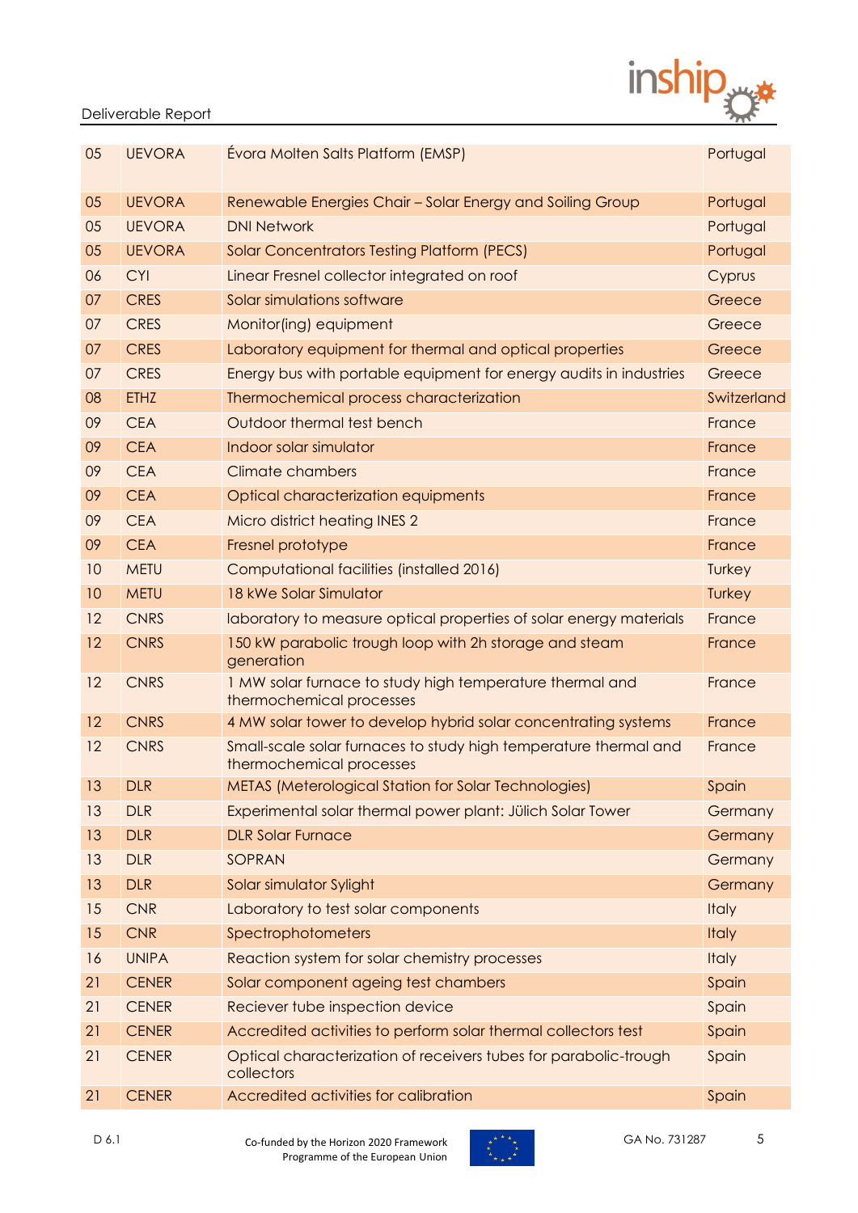| 05 | UEVORA | Évora Molten Salts Platform (EMSP) | Portugal |
|---|---|---|---|
| 05 | UEVORA | Renewable Energies Chair – Solar Energy and Soiling Group | Portugal |
| 05 | UEVORA | DNI Network | Portugal |
| 05 | UEVORA | Solar Concentrators Testing Platform (PECS) | Portugal |
| 06 | CYI | Linear Fresnel collector integrated on roof | Cyprus |
| 07 | CRES | Solar simulations software | Greece |
| 07 | CRES | Monitor(ing) equipment | Greece |
| 07 | CRES | Laboratory equipment for thermal and optical properties | Greece |
| 07 | CRES | Energy bus with portable equipment for energy audits in industries | Greece |
| 08 | ETHZ | Thermochemical process characterization | Switzerland |
| 09 | CEA | Outdoor thermal test bench | France |
| 09 | CEA | Indoor solar simulator | France |
| 09 | CEA | Climate chambers | France |
| 09 | CEA | Optical characterization equipments | France |
| 09 | CEA | Micro district heating INES 2 | France |
| 09 | CEA | Fresnel prototype | France |
| 10 | METU | Computational facilities (installed 2016) | Turkey |
| 10 | METU | 18 kWe Solar Simulator | Turkey |
| 12 | CNRS | laboratory to measure optical properties of solar energy materials | France |
| 12 | CNRS | 150 kW parabolic trough loop with 2h storage and steam generation | France |
| 12 | CNRS | 1 MW solar furnace to study high temperature thermal and thermochemical processes | France |
| 12 | CNRS | 4 MW solar tower to develop hybrid solar concentrating systems | France |
| 12 | CNRS | Small-scale solar furnaces to study high temperature thermal and thermochemical processes | France |
| 13 | DLR | METAS (Meterological Station for Solar Technologies) | Spain |
| 13 | DLR | Experimental solar thermal power plant: Jülich Solar Tower | Germany |
| 13 | DLR | DLR Solar Furnace | Germany |
| 13 | DLR | SOPRAN | Germany |
| 13 | DLR | Solar simulator Sylight | Germany |
| 15 | CNR | Laboratory to test solar components | Italy |
| 15 | CNR | Spectrophotometers | Italy |
| 16 | UNIPA | Reaction system for solar chemistry processes | Italy |
| 21 | CENER | Solar component ageing test chambers | Spain |
| 21 | CENER | Reciever tube inspection device | Spain |
| 21 | CENER | Accredited activities to perform solar thermal collectors test | Spain |
| 21 | CENER | Optical characterization of receivers tubes for parabolic-trough collectors | Spain |
| 21 | CENER | Accredited activities for calibration | Spain |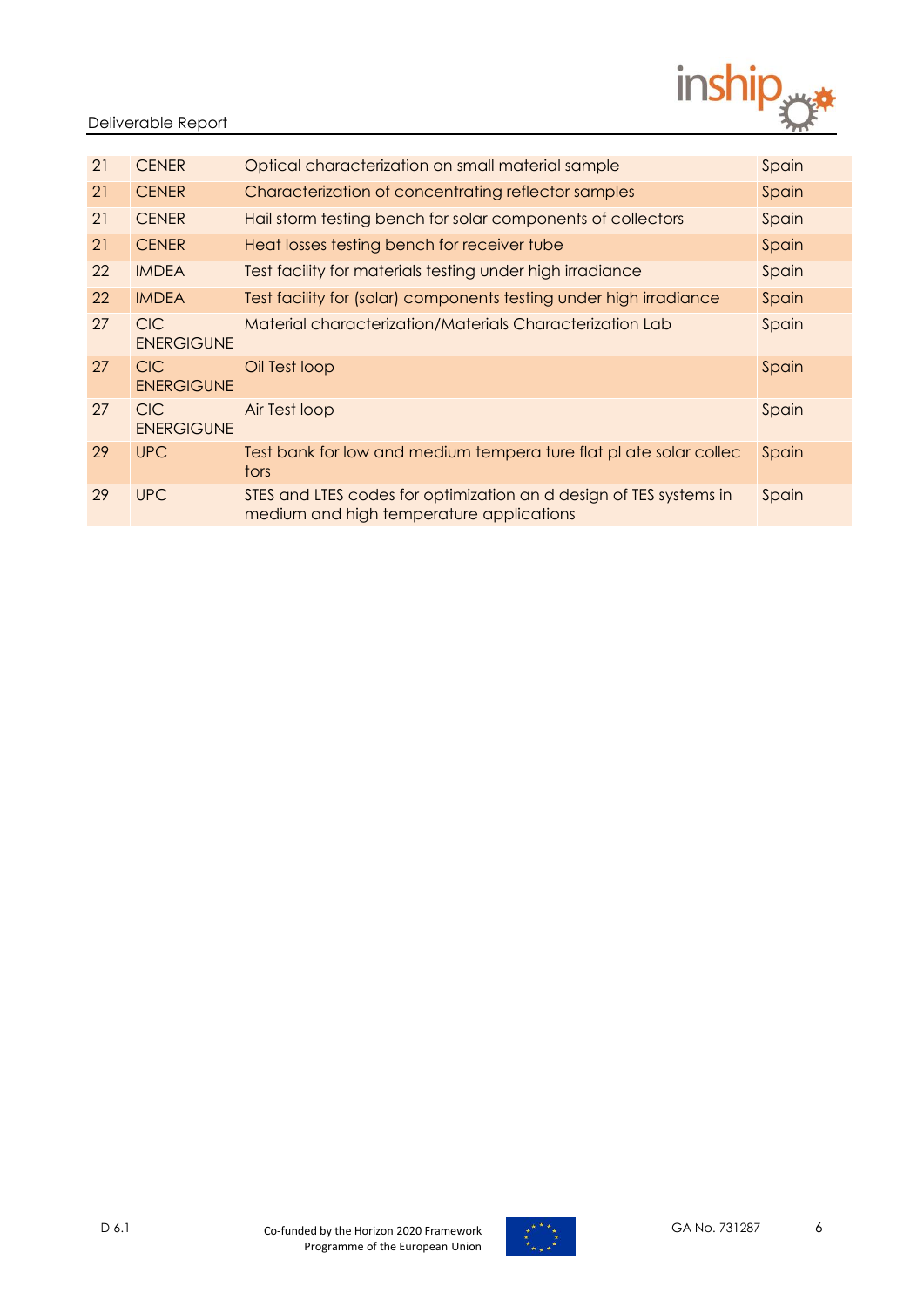| | | | |
|---|---|---|---|
| 21 | CENER | Optical characterization on small material sample | Spain |
| 21 | CENER | Characterization of concentrating reflector samples | Spain |
| 21 | CENER | Hail storm testing bench for solar components of collectors | Spain |
| 21 | CENER | Heat losses testing bench for receiver tube | Spain |
| 22 | IMDEA | Test facility for materials testing under high irradiance | Spain |
| 22 | IMDEA | Test facility for (solar) components testing under high irradiance | Spain |
| 27 | CIC ENERGIGUNE | Material characterization/Materials Characterization Lab | Spain |
| 27 | CIC ENERGIGUNE | Oil Test loop | Spain |
| 27 | CIC ENERGIGUNE | Air Test loop | Spain |
| 29 | UPC | Test bank for low and medium tempera ture flat pl ate solar collec tors | Spain |
| 29 | UPC | STES and LTES codes for optimization an d design of TES systems in medium and high temperature applications | Spain |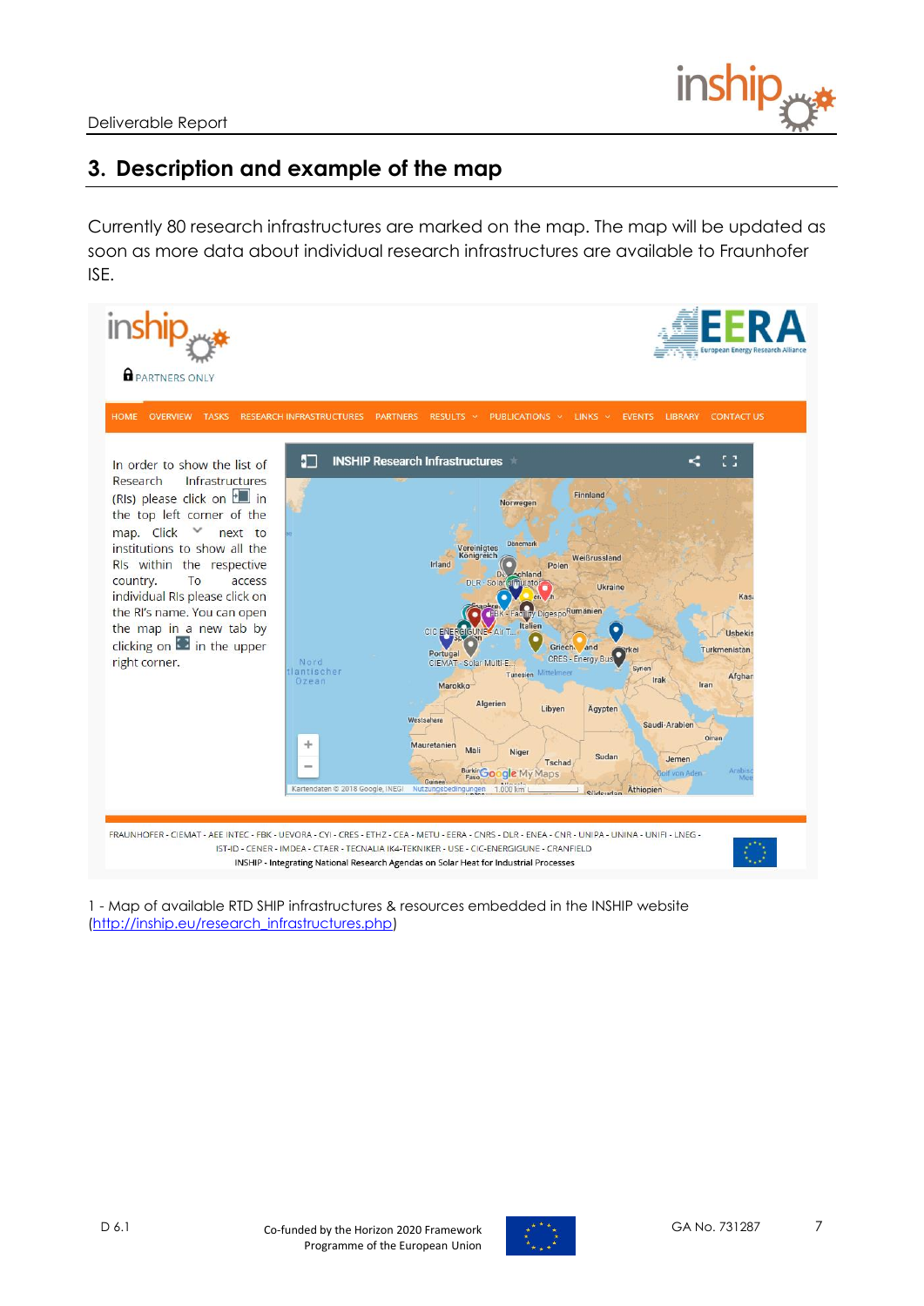## 3. Description and example of the map

Currently 80 research infrastructures are marked on the map. The map will be updated as soon as more data about individual research infrastructures are available to Fraunhofer ISE.

1 - Map of available RTD SHIP infrastructures & resources embedded in the INSHIP website (http://inship.eu/research_infrastructures.php)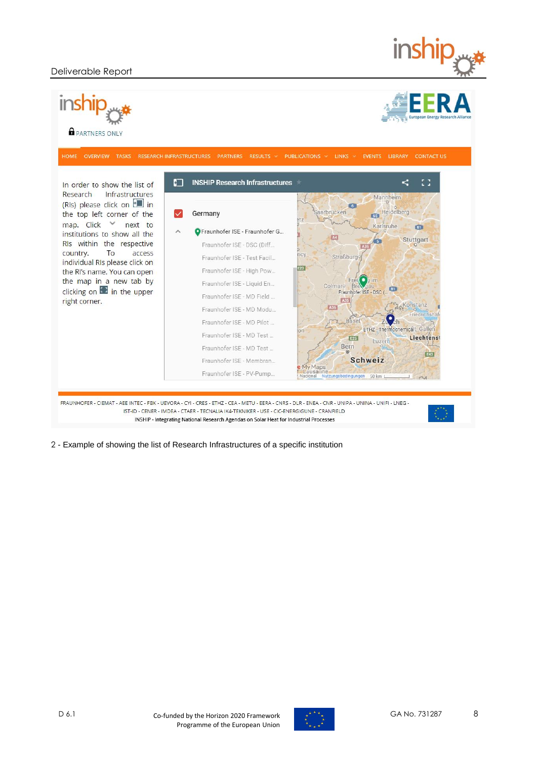2 - Example of showing the list of Research Infrastructures of a specific institution